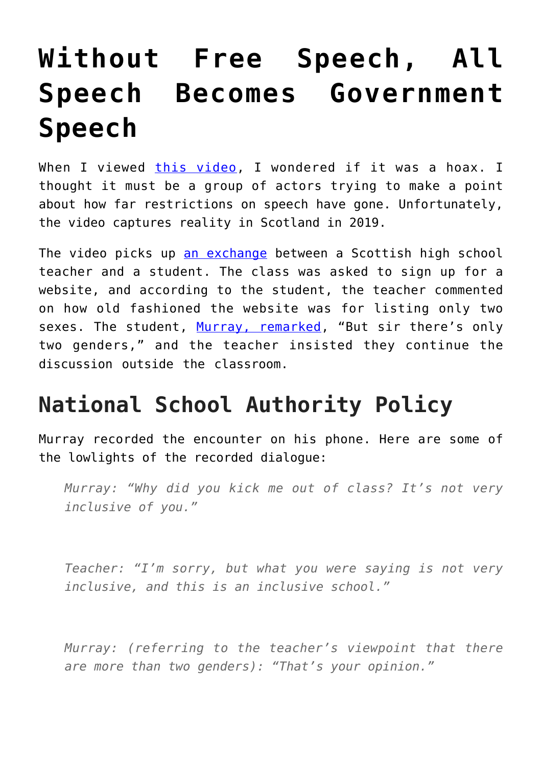# Without Free Speech, All Speech Becomes Government Speech

When I viewed this video, I wondered if it was a hoax. I thought it must be a group of actors trying to make a point about how far restrictions on speech have gone. Unfortunately, the video captures reality in Scotland in 2019.

The video picks up an exchange between a Scottish high school teacher and a student. The class was asked to sign up for a website, and according to the student, the teacher commented on how old fashioned the website was for listing only two sexes. The student, Murray, remarked, "But sir there's only two genders," and the teacher insisted they continue the discussion outside the classroom.

## National School Authority Policy

Murray recorded the encounter on his phone. Here are some of the lowlights of the recorded dialogue:

> *Murray: "Why did you kick me out of class? It's not very inclusive of you."*

> *Teacher: "I'm sorry, but what you were saying is not very inclusive, and this is an inclusive school."*

> *Murray: (referring to the teacher's viewpoint that there are more than two genders): "That's your opinion."*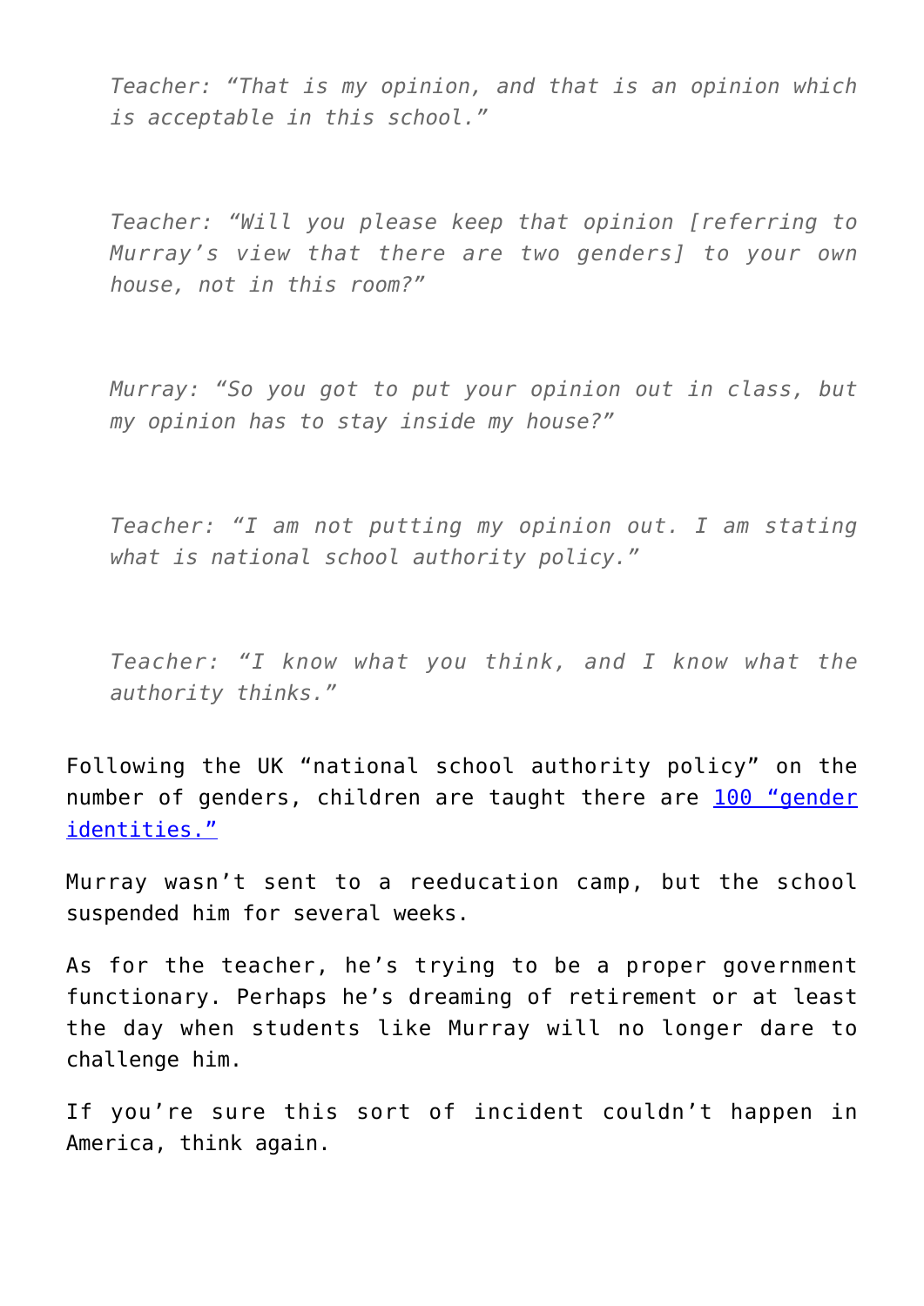> *Teacher: “That is my opinion, and that is an opinion which is acceptable in this school.”*

> *Teacher: “Will you please keep that opinion [referring to Murray’s view that there are two genders] to your own house, not in this room?”*

> *Murray: “So you got to put your opinion out in class, but my opinion has stay inside my house?”*

> *Teacher: “I am not putting my opinion out. I am stating what is national school authority policy.”*

> *Teacher: “I know what you think, and I know what the authority thinks.”*

Following the UK “national school authority policy” on the number of genders, children are taught there are [100 “gender identities.”]()

Murray wasn’t sent to a reeducation camp, but the school suspended him for several weeks.

As for the teacher, he’s trying to be a proper government functionary. Perhaps he’s dreaming of retirement or at least the day when students like Murray will no longer dare to challenge him.

If you’re sure this sort of incident couldn’t happen in America, think again.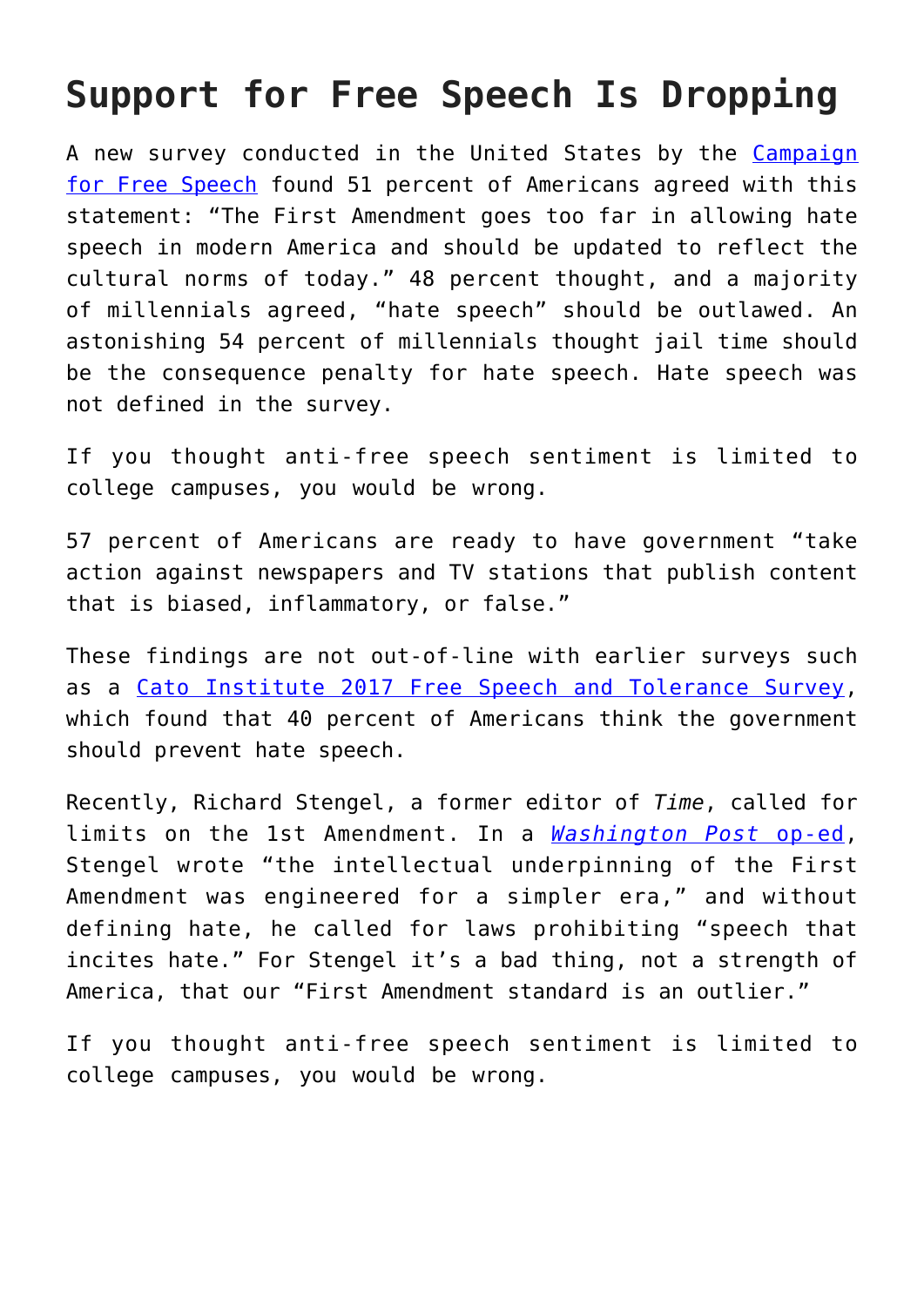# Support for Free Speech Is Dropping

A new survey conducted in the United States by the Campaign for Free Speech found 51 percent of Americans agreed with this statement: "The First Amendment goes too far in allowing hate speech in modern America and should be updated to reflect the cultural norms of today." 48 percent thought, and a majority of millennials agreed, "hate speech" should be outlawed. An astonishing 54 percent of millennials thought jail time should be the consequence penalty for hate speech. Hate speech was not defined in the survey.

If you thought anti-free speech sentiment is limited to college campuses, you would be wrong.

57 percent of Americans are ready to have government "take action against newspapers and TV stations that publish content that is biased, inflammatory, or false."

These findings are not out-of-line with earlier surveys such as a Cato Institute 2017 Free Speech and Tolerance Survey, which found that 40 percent of Americans think the government should prevent hate speech.

Recently, Richard Stengel, a former editor of *Time*, called for limits on the 1st Amendment. In a *Washington Post* op-ed, Stengel wrote "the intellectual underpinning of the First Amendment was engineered for a simpler era," and without defining hate, he called for laws prohibiting "speech that incites hate." For Stengel it's a bad thing, not a strength of America, that our "First Amendment standard is an outlier."

If you thought anti-free speech sentiment is limited to college campuses, you would be wrong.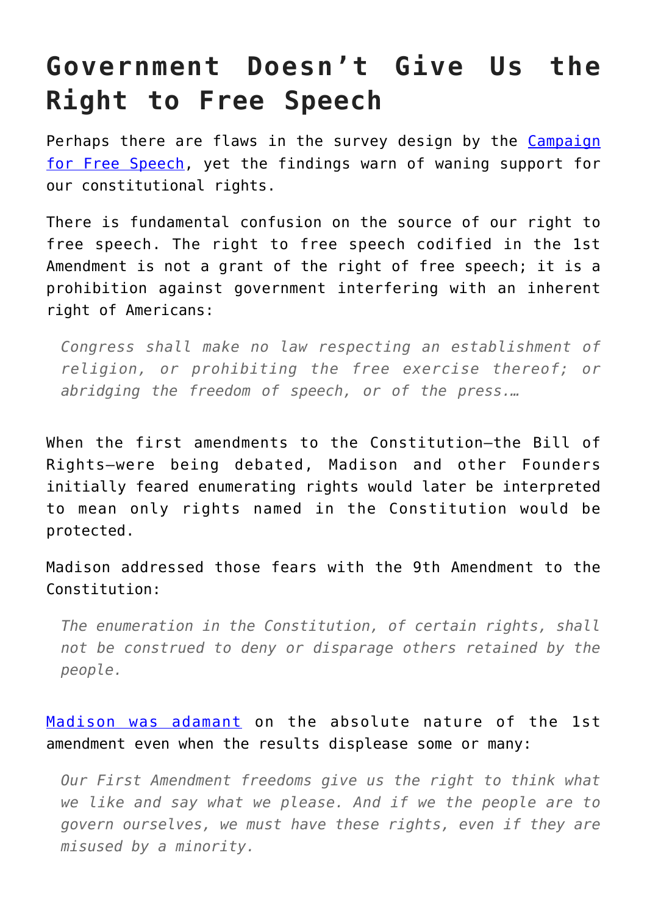# Government Doesn't Give Us the Right to Free Speech

Perhaps there are flaws in the survey design by the [Campaign for Free Speech](), yet the findings warn of waning support for our constitutional rights.

There is fundamental confusion on the source of our right to free speech. The right to free speech codified in the 1st Amendment is not a grant of the right of free speech; it is a prohibition against government interfering with an inherent right of Americans:

> *Congress shall make no law respecting an establishment of religion, or prohibiting the free exercise thereof; or abridging the freedom of speech, or of the press.…*

When the first amendments to the Constitution—the Bill of Rights—were being debated, Madison and other Founders initially feared enumerating rights would later be interpreted to mean only rights named in the Constitution would be protected.

Madison addressed those fears with the 9th Amendment to the Constitution:

> *The enumeration in the Constitution, of certain rights, shall not be construed to deny or disparage others retained by the people.*

[Madison was adamant]() on the absolute nature of the 1st amendment even when the results displease some or many:

> *Our First Amendment freedoms give us the right to think what we like and say what we please. And if we the people are to govern ourselves, we must have these rights, even if they are misused by a minority.*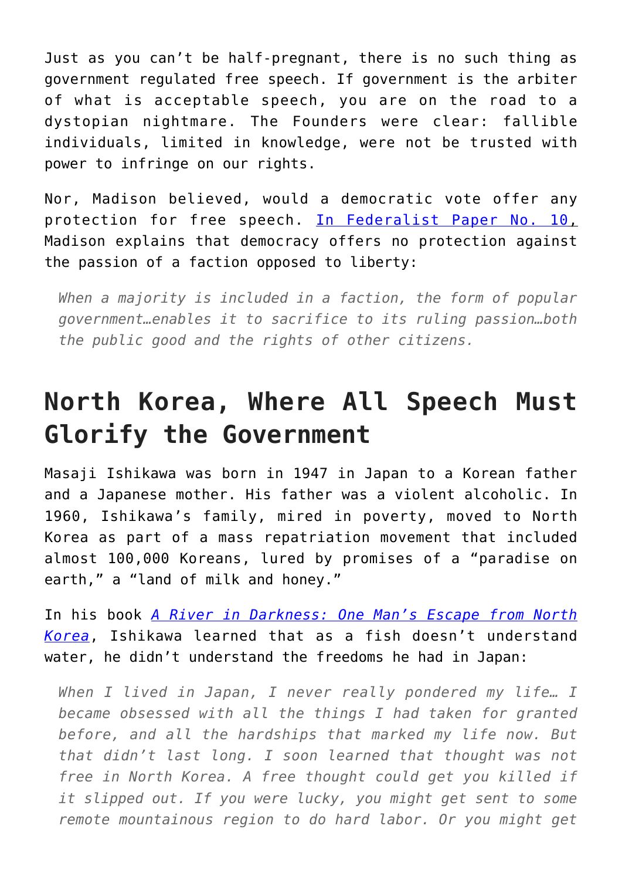Just as you can't be half-pregnant, there is no such thing as government regulated free speech. If government is the arbiter of what is acceptable speech, you are on the road to a dystopian nightmare. The Founders were clear: fallible individuals, limited in knowledge, were not be trusted with power to infringe on our rights.

Nor, Madison believed, would a democratic vote offer any protection for free speech. [In Federalist Paper No. 10](), Madison explains that democracy offers no protection against the passion of a faction opposed to liberty:

> *When a majority is included in a faction, the form of popular government…enables it to sacrifice to its ruling passion…both the public good and the rights of other citizens.*

## North Korea, Where All Speech Must Glorify the Government

Masaji Ishikawa was born in 1947 in Japan to a Korean father and a Japanese mother. His father was a violent alcoholic. In 1960, Ishikawa's family, mired in poverty, moved to North Korea as part of a mass repatriation movement that included almost 100,000 Koreans, lured by promises of a "paradise on earth," a "land of milk and honey."

In his book *A River in Darkness: One Man's Escape from North Korea*, Ishikawa learned that as a fish doesn't understand water, he didn't understand the freedoms he had in Japan:

> *When I lived in Japan, I never really pondered my life… I became obsessed with all the things I had taken for granted before, and all the hardships that marked my life now. But that didn't last long. I soon learned that thought was not free in North Korea. A free thought could get you killed if it slipped out. If you were lucky, you might get sent to some remote mountainous region to do hard labor. Or you might get*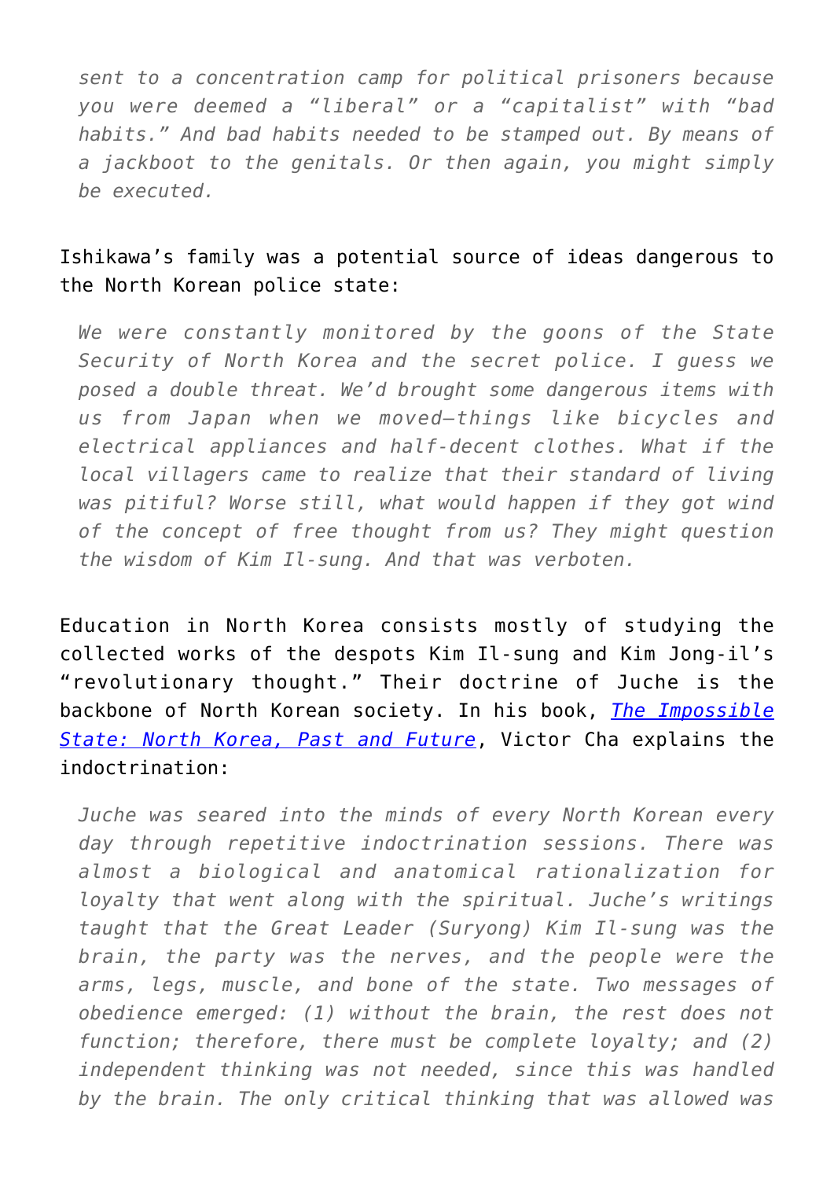> *sent to a concentration camp for political prisoners because you were deemed a "liberal" or a "capitalist" with "bad habits." And bad habits needed to be stamped out. By means of a jackboot to the genitals. Or then again, you might simply be executed.*

Ishikawa's family was a potential source of ideas dangerous to the North Korean police state:

> *We were constantly monitored by the goons of the State Security of North Korea and the secret police. I guess we posed a double threat. We'd brought some dangerous items with us from Japan when we moved—things like bicycles and electrical appliances and half-decent clothes. What if the local villagers came to realize that their standard of living was pitiful? Worse still, what would happen if they got wind of the concept of free thought from us? They might question the wisdom of Kim Il-sung. And that was verboten.*

Education in North Korea consists mostly of studying the collected works of the despots Kim Il-sung and Kim Jong-il's "revolutionary thought." Their doctrine of Juche is the backbone of North Korean society. In his book, [*The Impossible State: North Korea, Past and Future*](), Victor Cha explains the indoctrination:

> *Juche was seared into the minds of every North Korean every day through repetitive indoctrination sessions. There was almost a biological and anatomical rationalization for loyalty that went along with the spiritual. Juche's writings taught that the Great Leader (Suryong) Kim Il-sung was the brain, the party was the nerves, and the people were the arms, legs, muscle, and bone of the state. Two messages of obedience emerged: (1) without the brain, the rest does not function; therefore, there must be complete loyalty; and (2) independent thinking was not needed, since this was handled by the brain. The only critical thinking that was allowed was*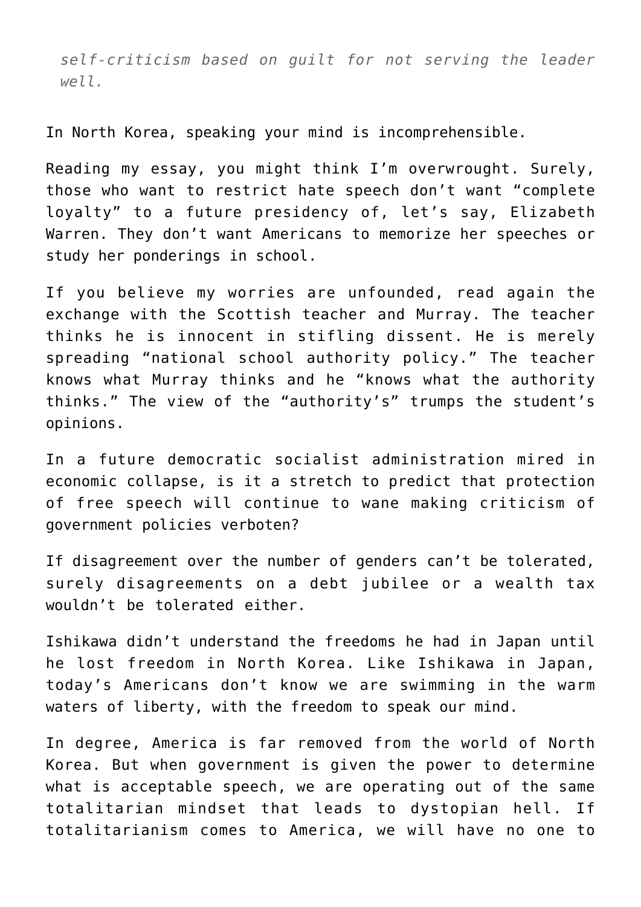*self-criticism based on guilt for not serving the leader well.*

In North Korea, speaking your mind is incomprehensible.

Reading my essay, you might think I'm overwrought. Surely, those who want to restrict hate speech don't want "complete loyalty" to a future presidency of, let's say, Elizabeth Warren. They don't want Americans to memorize her speeches or study her ponderings in school.

If you believe my worries are unfounded, read again the exchange with the Scottish teacher and Murray. The teacher thinks he is innocent in stifling dissent. He is merely spreading "national school authority policy." The teacher knows what Murray thinks and he "knows what the authority thinks." The view of the "authority's" trumps the student's opinions.

In a future democratic socialist administration mired in economic collapse, is it a stretch to predict that protection of free speech will continue to wane making criticism of government policies verboten?

If disagreement over the number of genders can't be tolerated, surely disagreements on a debt jubilee or a wealth tax wouldn't be tolerated either.

Ishikawa didn't understand the freedoms he had in Japan until he lost freedom in North Korea. Like Ishikawa in Japan, today's Americans don't know we are swimming in the warm waters of liberty, with the freedom to speak our mind.

In degree, America is far removed from the world of North Korea. But when government is given the power to determine what is acceptable speech, we are operating out of the same totalitarian mindset that leads to dystopian hell. If totalitarianism comes to America, we will have no one to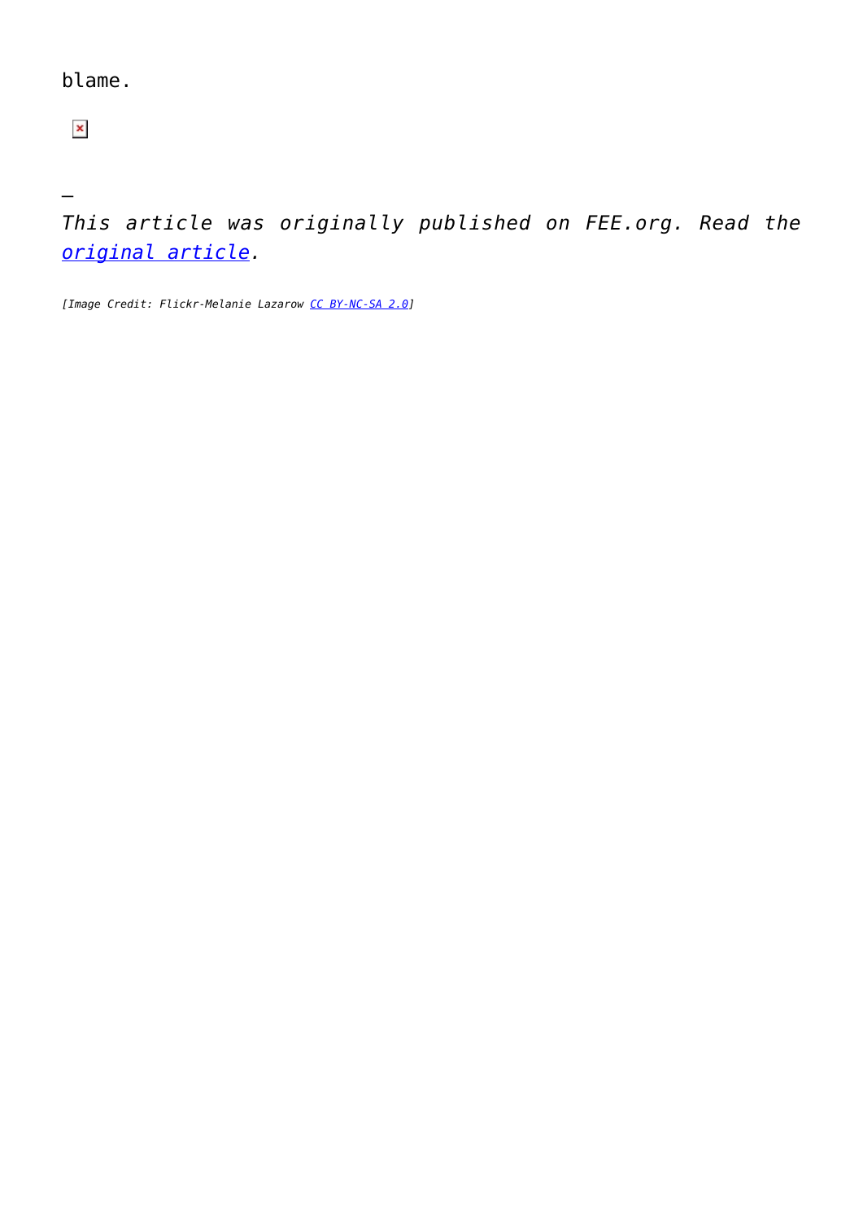blame.

—

*This article was originally published on FEE.org. Read the original article.*

*[Image Credit: Flickr-Melanie Lazarow CC BY-NC-SA 2.0]*